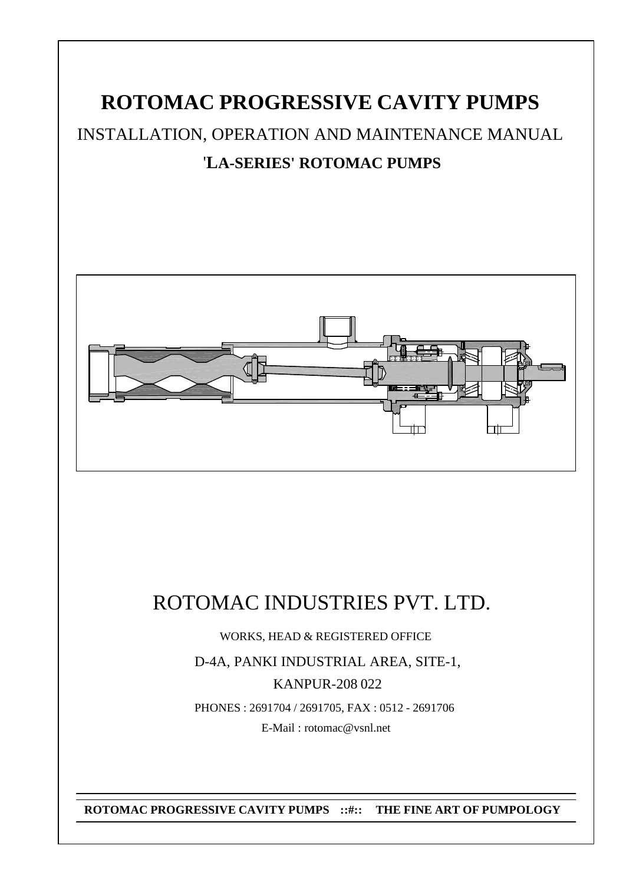# ROTOMAC PROGRESSIVE CAVITY PUMPS

## INSTALLATION, OPERATION AND MAINTENANCE MANUAL

### 'LA-SERIES' ROTOMAC PUMPS

## ROTOMAC INDUSTRIES PVT. LTD.

WORKS, HEAD & REGISTERED OFFICE

D-4A, PANKI INDUSTRIAL AREA, SITE-1,

KANPUR-208 022

PHONES : 2691704 / 2691705, FAX : 0512 - 2691706

E-Mail : rotomac@vsnl.net

**ROTOMAC PROGRESSIVE CAVITY PUMPS ::#:: THE FINE ART OF PUMPOLOGY**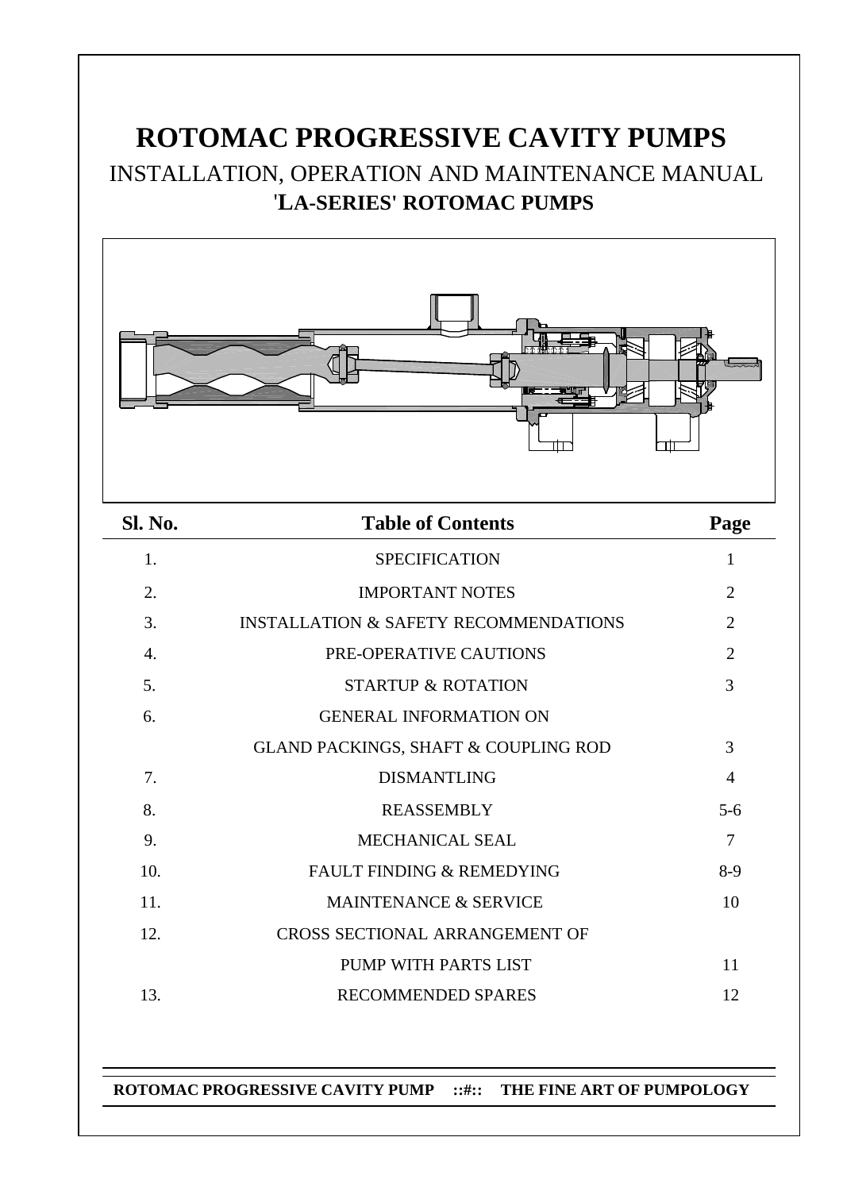# ROTOMAC PROGRESSIVE CAVITY PUMPS

## INSTALLATION, OPERATION AND MAINTENANCE MANUAL

## 'LA-SERIES' ROTOMAC PUMPS

| Sl. No. | Table of Contents | Page |
|---|---|---|
| 1. | SPECIFICATION | 1 |
| 2. | IMPORTANT NOTES | 2 |
| 3. | INSTALLATION & SAFETY RECOMMENDATIONS | 2 |
| 4. | PRE-OPERATIVE CAUTIONS | 2 |
| 5. | STARTUP & ROTATION | 3 |
| 6. | GENERAL INFORMATION ON GLAND PACKINGS, SHAFT & COUPLING ROD | 3 |
| 7. | DISMANTLING | 4 |
| 8. | REASSEMBLY | 5-6 |
| 9. | MECHANICAL SEAL | 7 |
| 10. | FAULT FINDING & REMEDYING | 8-9 |
| 11. | MAINTENANCE & SERVICE | 10 |
| 12. | CROSS SECTIONAL ARRANGEMENT OF PUMP WITH PARTS LIST | 11 |
| 13. | RECOMMENDED SPARES | 12 |

**ROTOMAC PROGRESSIVE CAVITY PUMP ::#:: THE FINE ART OF PUMPOLOGY**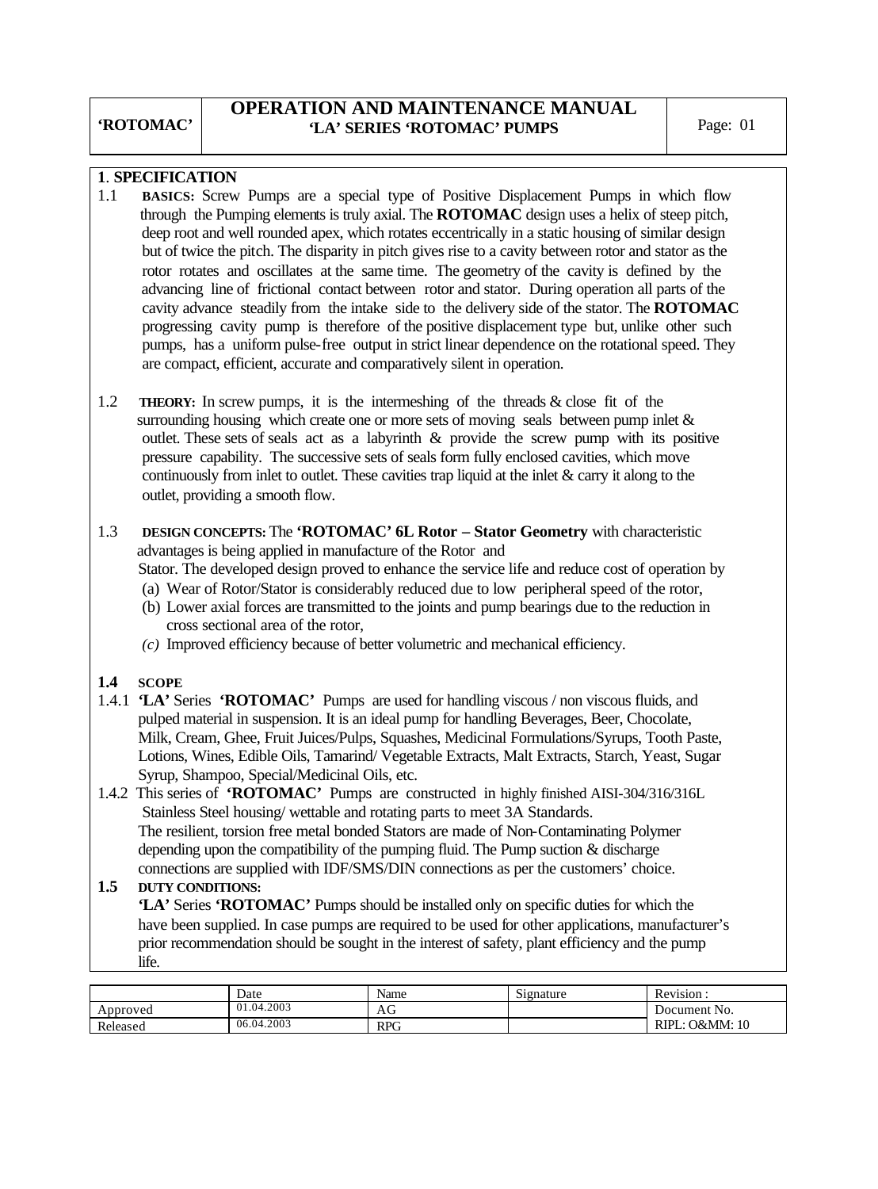## 1. SPECIFICATION

1.1 **BASICS:** Screw Pumps are a special type of Positive Displacement Pumps in which flow through the Pumping elements is truly axial. The **ROTOMAC** design uses a helix of steep pitch, deep root and well rounded apex, which rotates eccentrically in a static housing of similar design but of twice the pitch. The disparity in pitch gives rise to a cavity between rotor and stator as the rotor rotates and oscillates at the same time. The geometry of the cavity is defined by the advancing line of frictional contact between rotor and stator. During operation all parts of the cavity advance steadily from the intake side to the delivery side of the stator. The **ROTOMAC** progressing cavity pump is therefore of the positive displacement type but, unlike other such pumps, has a uniform pulse-free output in strict linear dependence on the rotational speed. They are compact, efficient, accurate and comparatively silent in operation.

1.2 **THEORY:** In screw pumps, it is the intermeshing of the threads & close fit of the surrounding housing which create one or more sets of moving seals between pump inlet & outlet. These sets of seals act as a labyrinth & provide the screw pump with its positive pressure capability. The successive sets of seals form fully enclosed cavities, which move continuously from inlet to outlet. These cavities trap liquid at the inlet & carry it along to the outlet, providing a smooth flow.

1.3 **DESIGN CONCEPTS:** The **'ROTOMAC' 6L Rotor – Stator Geometry** with characteristic advantages is being applied in manufacture of the Rotor and Stator. The developed design proved to enhance the service life and reduce cost of operation by

(a) Wear of Rotor/Stator is considerably reduced due to low peripheral speed of the rotor,

(b) Lower axial forces are transmitted to the joints and pump bearings due to the reduction in cross sectional area of the rotor,

*(c)* Improved efficiency because of better volumetric and mechanical efficiency.

**1.4 SCOPE**

1.4.1 **'LA'** Series **'ROTOMAC'** Pumps are used for handling viscous / non viscous fluids, and pulped material in suspension. It is an ideal pump for handling Beverages, Beer, Chocolate, Milk, Cream, Ghee, Fruit Juices/Pulps, Squashes, Medicinal Formulations/Syrups, Tooth Paste, Lotions, Wines, Edible Oils, Tamarind/ Vegetable Extracts, Malt Extracts, Starch, Yeast, Sugar Syrup, Shampoo, Special/Medicinal Oils, etc.

1.4.2 This series of **'ROTOMAC'** Pumps are constructed in highly finished AISI-304/316/316L Stainless Steel housing/ wettable and rotating parts to meet 3A Standards. The resilient, torsion free metal bonded Stators are made of Non-Contaminating Polymer depending upon the compatibility of the pumping fluid. The Pump suction & discharge connections are supplied with IDF/SMS/DIN connections as per the customers' choice.

**1.5 DUTY CONDITIONS:**

**'LA'** Series **'ROTOMAC'** Pumps should be installed only on specific duties for which the have been supplied. In case pumps are required to be used for other applications, manufacturer's prior recommendation should be sought in the interest of safety, plant efficiency and the pump life.

| | Date | Name | Signature | Revision : |
|---|---|---|---|---|
| Approved | 01.04.2003 | AG | | Document No. |
| Released | 06.04.2003 | RPG | | RIPL: O&MM: 10 |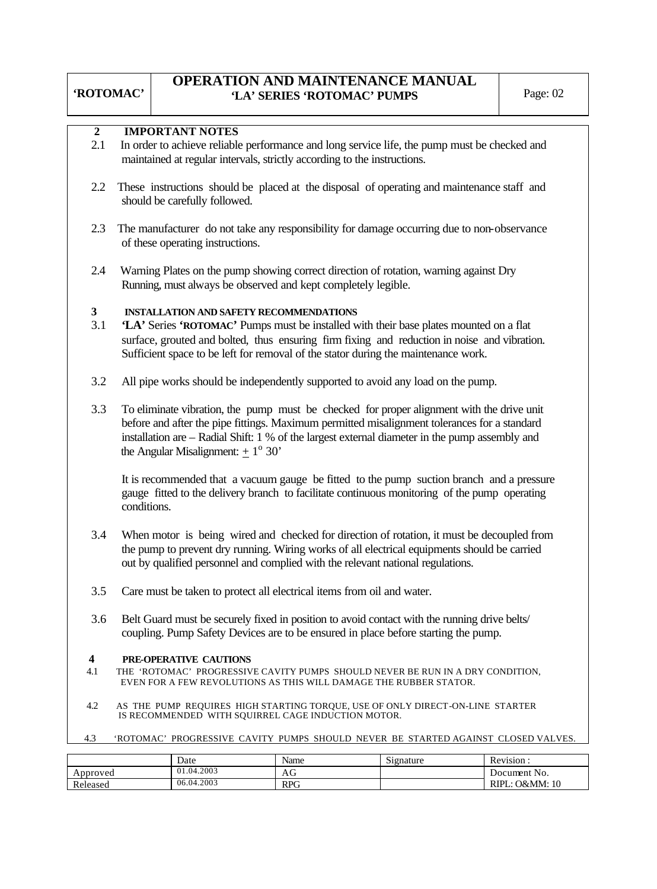## 2 IMPORTANT NOTES

2.1 In order to achieve reliable performance and long service life, the pump must be checked and maintained at regular intervals, strictly according to the instructions.

2.2 These instructions should be placed at the disposal of operating and maintenance staff and should be carefully followed.

2.3 The manufacturer do not take any responsibility for damage occurring due to non-observance of these operating instructions.

2.4 Warning Plates on the pump showing correct direction of rotation, warning against Dry Running, must always be observed and kept completely legible.

## 3 INSTALLATION AND SAFETY RECOMMENDATIONS

3.1 **'LA'** Series **'ROTOMAC'** Pumps must be installed with their base plates mounted on a flat surface, grouted and bolted, thus ensuring firm fixing and reduction in noise and vibration. Sufficient space to be left for removal of the stator during the maintenance work.

3.2 All pipe works should be independently supported to avoid any load on the pump.

3.3 To eliminate vibration, the pump must be checked for proper alignment with the drive unit before and after the pipe fittings. Maximum permitted misalignment tolerances for a standard installation are – Radial Shift: 1 % of the largest external diameter in the pump assembly and the Angular Misalignment: $\pm 1^{o}$ 30'

It is recommended that a vacuum gauge be fitted to the pump suction branch and a pressure gauge fitted to the delivery branch to facilitate continuous monitoring of the pump operating conditions.

3.4 When motor is being wired and checked for direction of rotation, it must be decoupled from the pump to prevent dry running. Wiring works of all electrical equipments should be carried out by qualified personnel and complied with the relevant national regulations.

3.5 Care must be taken to protect all electrical items from oil and water.

3.6 Belt Guard must be securely fixed in position to avoid contact with the running drive belts/ coupling. Pump Safety Devices are to be ensured in place before starting the pump.

## 4 PRE-OPERATIVE CAUTIONS

4.1 THE 'ROTOMAC' PROGRESSIVE CAVITY PUMPS SHOULD NEVER BE RUN IN A DRY CONDITION, EVEN FOR A FEW REVOLUTIONS AS THIS WILL DAMAGE THE RUBBER STATOR.

4.2 AS THE PUMP REQUIRES HIGH STARTING TORQUE, USE OF ONLY DIRECT-ON-LINE STARTER IS RECOMMENDED WITH SQUIRREL CAGE INDUCTION MOTOR.

4.3 'ROTOMAC' PROGRESSIVE CAVITY PUMPS SHOULD NEVER BE STARTED AGAINST CLOSED VALVES.

| | Date | Name | Signature | Revision : |
|---|---|---|---|---|
| Approved | 01.04.2003 | AG | | Document No. |
| Released | 06.04.2003 | RPG | | RIPL: O&MM: 10 |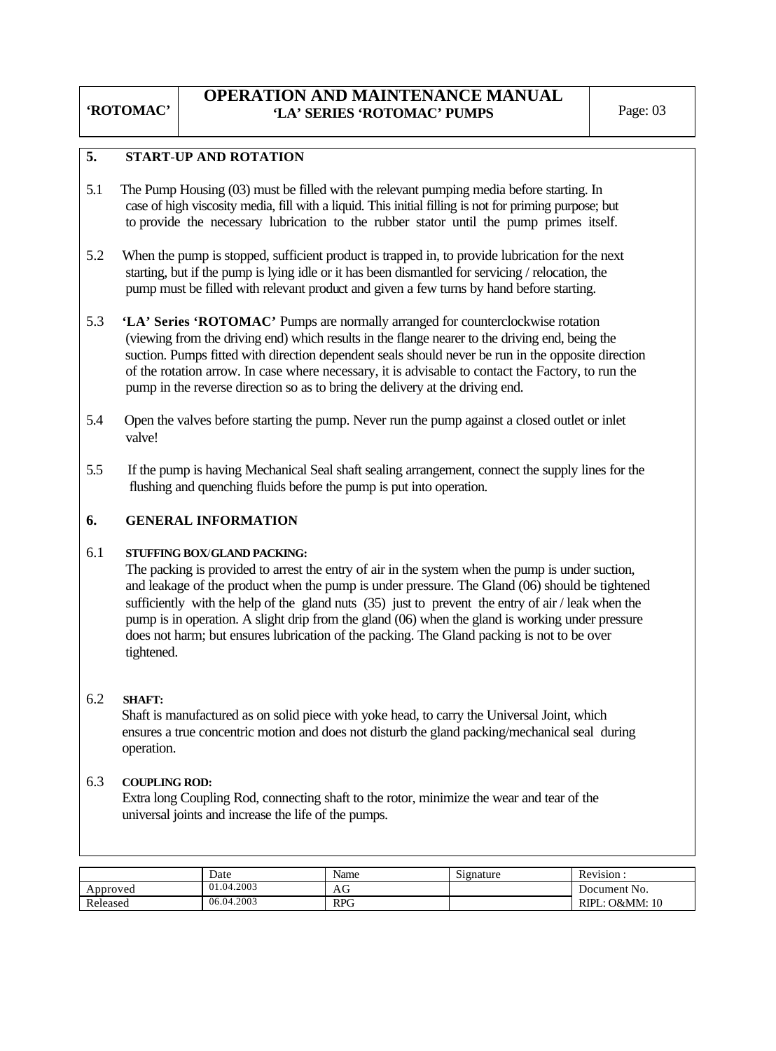## 5. START-UP AND ROTATION

5.1 The Pump Housing (03) must be filled with the relevant pumping media before starting. In case of high viscosity media, fill with a liquid. This initial filling is not for priming purpose; but to provide the necessary lubrication to the rubber stator until the pump primes itself.

5.2 When the pump is stopped, sufficient product is trapped in, to provide lubrication for the next starting, but if the pump is lying idle or it has been dismantled for servicing / relocation, the pump must be filled with relevant product and given a few turns by hand before starting.

5.3 **'LA' Series 'ROTOMAC'** Pumps are normally arranged for counterclockwise rotation (viewing from the driving end) which results in the flange nearer to the driving end, being the suction. Pumps fitted with direction dependent seals should never be run in the opposite direction of the rotation arrow. In case where necessary, it is advisable to contact the Factory, to run the pump in the reverse direction so as to bring the delivery at the driving end.

5.4 Open the valves before starting the pump. Never run the pump against a closed outlet or inlet valve!

5.5 If the pump is having Mechanical Seal shaft sealing arrangement, connect the supply lines for the flushing and quenching fluids before the pump is put into operation.

## 6. GENERAL INFORMATION

6.1 **STUFFING BOX/GLAND PACKING:**
The packing is provided to arrest the entry of air in the system when the pump is under suction, and leakage of the product when the pump is under pressure. The Gland (06) should be tightened sufficiently with the help of the gland nuts (35) just to prevent the entry of air / leak when the pump is in operation. A slight drip from the gland (06) when the gland is working under pressure does not harm; but ensures lubrication of the packing. The Gland packing is not to be over tightened.

6.2 **SHAFT:**
Shaft is manufactured as on solid piece with yoke head, to carry the Universal Joint, which ensures a true concentric motion and does not disturb the gland packing/mechanical seal during operation.

6.3 **COUPLING ROD:**
Extra long Coupling Rod, connecting shaft to the rotor, minimize the wear and tear of the universal joints and increase the life of the pumps.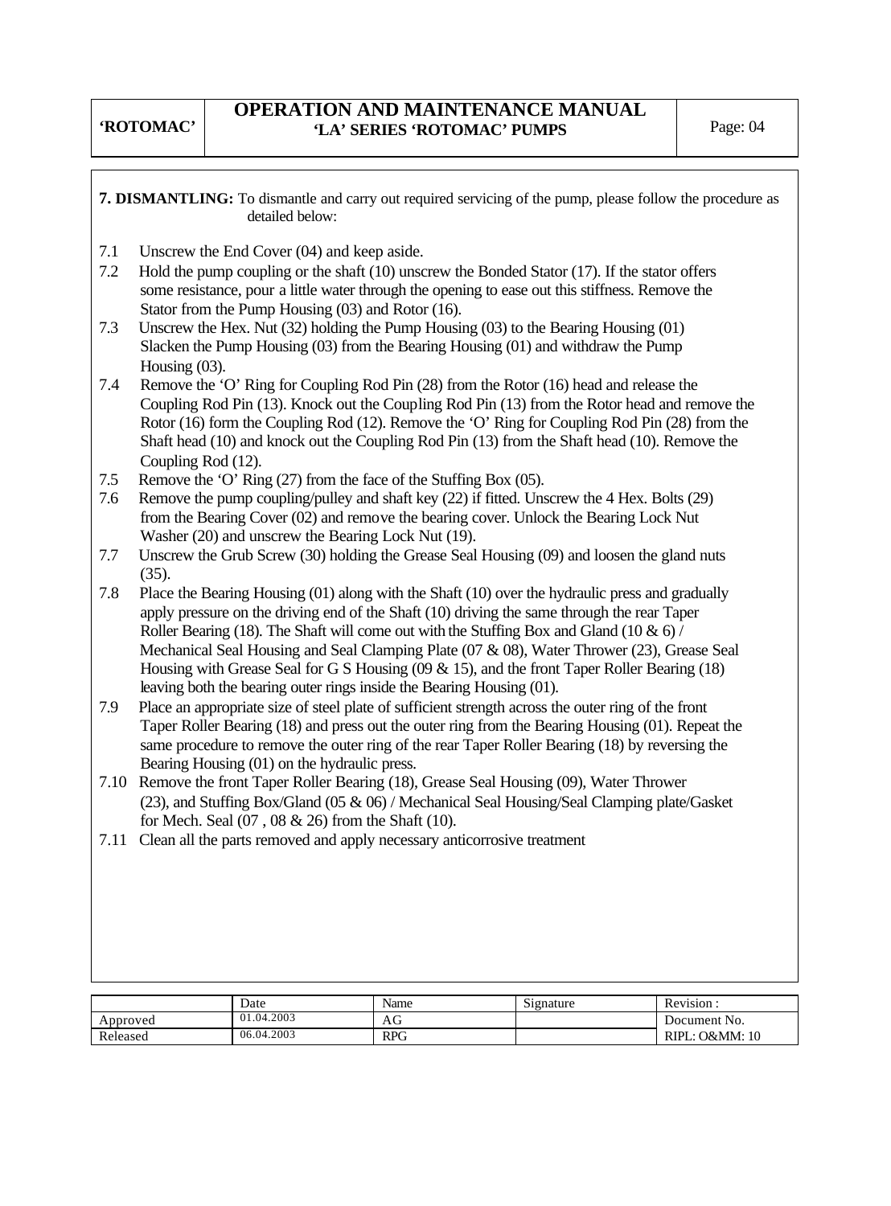**7. DISMANTLING:** To dismantle and carry out required servicing of the pump, please follow the procedure as detailed below:

7.1 Unscrew the End Cover (04) and keep aside.

7.2 Hold the pump coupling or the shaft (10) unscrew the Bonded Stator (17). If the stator offers some resistance, pour a little water through the opening to ease out this stiffness. Remove the Stator from the Pump Housing (03) and Rotor (16).

7.3 Unscrew the Hex. Nut (32) holding the Pump Housing (03) to the Bearing Housing (01) Slacken the Pump Housing (03) from the Bearing Housing (01) and withdraw the Pump Housing (03).

7.4 Remove the 'O' Ring for Coupling Rod Pin (28) from the Rotor (16) head and release the Coupling Rod Pin (13). Knock out the Coupling Rod Pin (13) from the Rotor head and remove the Rotor (16) form the Coupling Rod (12). Remove the 'O' Ring for Coupling Rod Pin (28) from the Shaft head (10) and knock out the Coupling Rod Pin (13) from the Shaft head (10). Remove the Coupling Rod (12).

7.5 Remove the 'O' Ring (27) from the face of the Stuffing Box (05).

7.6 Remove the pump coupling/pulley and shaft key (22) if fitted. Unscrew the 4 Hex. Bolts (29) from the Bearing Cover (02) and remove the bearing cover. Unlock the Bearing Lock Nut Washer (20) and unscrew the Bearing Lock Nut (19).

7.7 Unscrew the Grub Screw (30) holding the Grease Seal Housing (09) and loosen the gland nuts (35).

7.8 Place the Bearing Housing (01) along with the Shaft (10) over the hydraulic press and gradually apply pressure on the driving end of the Shaft (10) driving the same through the rear Taper Roller Bearing (18). The Shaft will come out with the Stuffing Box and Gland (10 & 6) / Mechanical Seal Housing and Seal Clamping Plate (07 & 08), Water Thrower (23), Grease Seal Housing with Grease Seal for G S Housing (09 & 15), and the front Taper Roller Bearing (18) leaving both the bearing outer rings inside the Bearing Housing (01).

7.9 Place an appropriate size of steel plate of sufficient strength across the outer ring of the front Taper Roller Bearing (18) and press out the outer ring from the Bearing Housing (01). Repeat the same procedure to remove the outer ring of the rear Taper Roller Bearing (18) by reversing the Bearing Housing (01) on the hydraulic press.

7.10 Remove the front Taper Roller Bearing (18), Grease Seal Housing (09), Water Thrower (23), and Stuffing Box/Gland (05 & 06) / Mechanical Seal Housing/Seal Clamping plate/Gasket for Mech. Seal (07 , 08 & 26) from the Shaft (10).

7.11 Clean all the parts removed and apply necessary anticorrosive treatment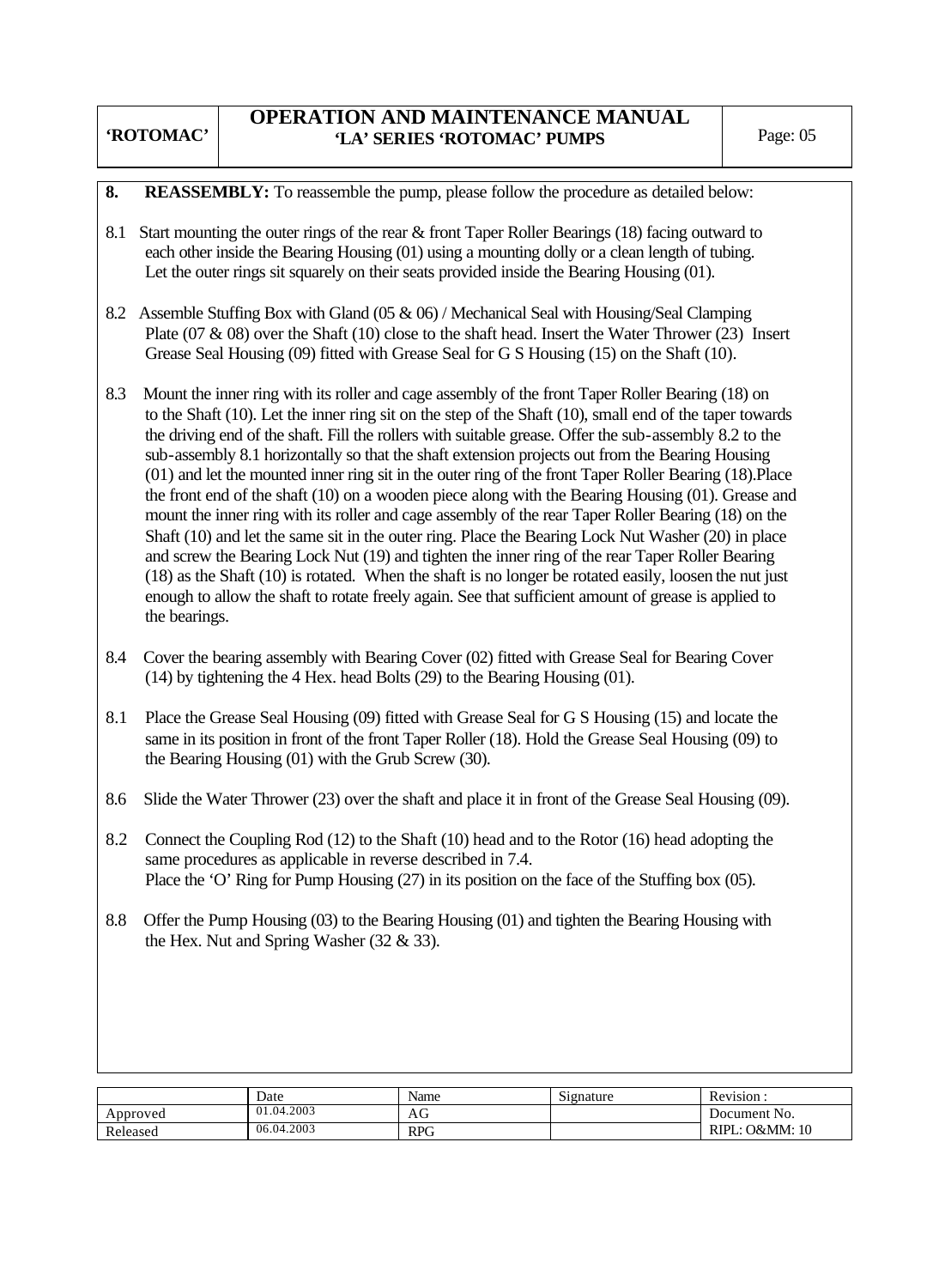**8. REASSEMBLY:** To reassemble the pump, please follow the procedure as detailed below:

8.1 Start mounting the outer rings of the rear & front Taper Roller Bearings (18) facing outward to each other inside the Bearing Housing (01) using a mounting dolly or a clean length of tubing. Let the outer rings sit squarely on their seats provided inside the Bearing Housing (01).

8.2 Assemble Stuffing Box with Gland (05 & 06) / Mechanical Seal with Housing/Seal Clamping Plate (07 & 08) over the Shaft (10) close to the shaft head. Insert the Water Thrower (23) Insert Grease Seal Housing (09) fitted with Grease Seal for G S Housing (15) on the Shaft (10).

8.3 Mount the inner ring with its roller and cage assembly of the front Taper Roller Bearing (18) on to the Shaft (10). Let the inner ring sit on the step of the Shaft (10), small end of the taper towards the driving end of the shaft. Fill the rollers with suitable grease. Offer the sub-assembly 8.2 to the sub-assembly 8.1 horizontally so that the shaft extension projects out from the Bearing Housing (01) and let the mounted inner ring sit in the outer ring of the front Taper Roller Bearing (18).Place the front end of the shaft (10) on a wooden piece along with the Bearing Housing (01). Grease and mount the inner ring with its roller and cage assembly of the rear Taper Roller Bearing (18) on the Shaft (10) and let the same sit in the outer ring. Place the Bearing Lock Nut Washer (20) in place and screw the Bearing Lock Nut (19) and tighten the inner ring of the rear Taper Roller Bearing (18) as the Shaft (10) is rotated. When the shaft is no longer be rotated easily, loosen the nut just enough to allow the shaft to rotate freely again. See that sufficient amount of grease is applied to the bearings.

8.4 Cover the bearing assembly with Bearing Cover (02) fitted with Grease Seal for Bearing Cover (14) by tightening the 4 Hex. head Bolts (29) to the Bearing Housing (01).

8.1 Place the Grease Seal Housing (09) fitted with Grease Seal for G S Housing (15) and locate the same in its position in front of the front Taper Roller (18). Hold the Grease Seal Housing (09) to the Bearing Housing (01) with the Grub Screw (30).

8.6 Slide the Water Thrower (23) over the shaft and place it in front of the Grease Seal Housing (09).

8.2 Connect the Coupling Rod (12) to the Shaft (10) head and to the Rotor (16) head adopting the same procedures as applicable in reverse described in 7.4.
Place the 'O' Ring for Pump Housing (27) in its position on the face of the Stuffing box (05).

8.8 Offer the Pump Housing (03) to the Bearing Housing (01) and tighten the Bearing Housing with the Hex. Nut and Spring Washer (32 & 33).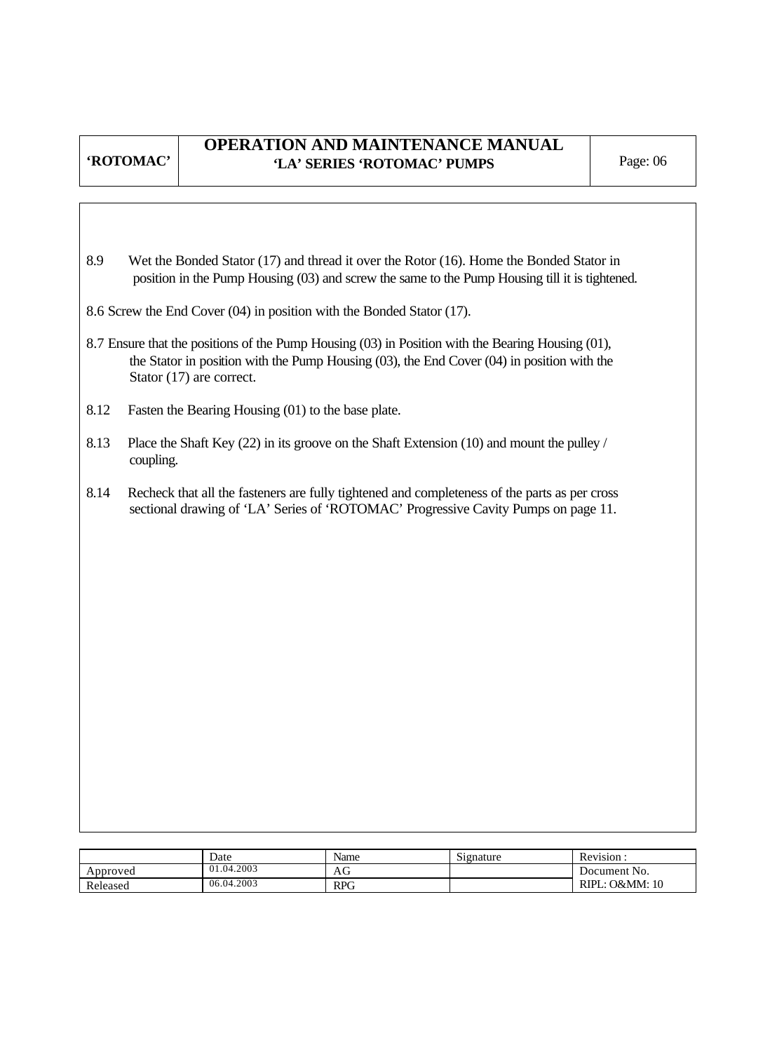8.9 Wet the Bonded Stator (17) and thread it over the Rotor (16). Home the Bonded Stator in position in the Pump Housing (03) and screw the same to the Pump Housing till it is tightened.

8.6 Screw the End Cover (04) in position with the Bonded Stator (17).

8.7 Ensure that the positions of the Pump Housing (03) in Position with the Bearing Housing (01), the Stator in position with the Pump Housing (03), the End Cover (04) in position with the Stator (17) are correct.

8.12 Fasten the Bearing Housing (01) to the base plate.

8.13 Place the Shaft Key (22) in its groove on the Shaft Extension (10) and mount the pulley / coupling.

8.14 Recheck that all the fasteners are fully tightened and completeness of the parts as per cross sectional drawing of 'LA' Series of 'ROTOMAC' Progressive Cavity Pumps on page 11.

| | Date | Name | Signature | Revision : |
|---|---|---|---|---|
| Approved | 01.04.2003 | AG | | Document No. |
| Released | 06.04.2003 | RPG | | RIPL: O&MM: 10 |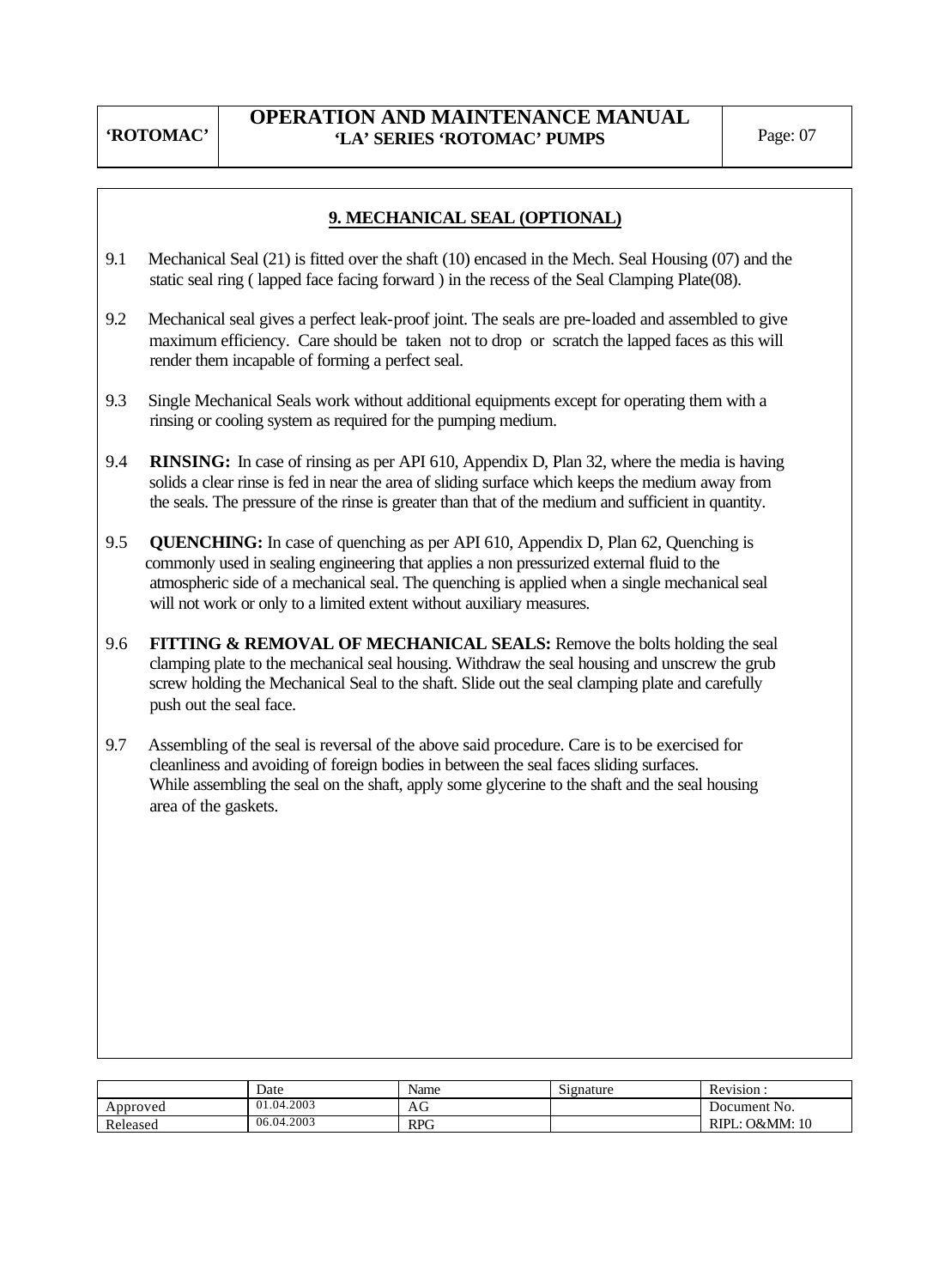## 9. MECHANICAL SEAL (OPTIONAL)

9.1 Mechanical Seal (21) is fitted over the shaft (10) encased in the Mech. Seal Housing (07) and the static seal ring ( lapped face facing forward ) in the recess of the Seal Clamping Plate(08).

9.2 Mechanical seal gives a perfect leak-proof joint. The seals are pre-loaded and assembled to give maximum efficiency. Care should be taken not to drop or scratch the lapped faces as this will render them incapable of forming a perfect seal.

9.3 Single Mechanical Seals work without additional equipments except for operating them with a rinsing or cooling system as required for the pumping medium.

9.4 **RINSING:** In case of rinsing as per API 610, Appendix D, Plan 32, where the media is having solids a clear rinse is fed in near the area of sliding surface which keeps the medium away from the seals. The pressure of the rinse is greater than that of the medium and sufficient in quantity.

9.5 **QUENCHING:** In case of quenching as per API 610, Appendix D, Plan 62, Quenching is commonly used in sealing engineering that applies a non pressurized external fluid to the atmospheric side of a mechanical seal. The quenching is applied when a single mechanical seal will not work or only to a limited extent without auxiliary measures.

9.6 **FITTING & REMOVAL OF MECHANICAL SEALS:** Remove the bolts holding the seal clamping plate to the mechanical seal housing. Withdraw the seal housing and unscrew the grub screw holding the Mechanical Seal to the shaft. Slide out the seal clamping plate and carefully push out the seal face.

9.7 Assembling of the seal is reversal of the above said procedure. Care is to be exercised for cleanliness and avoiding of foreign bodies in between the seal faces sliding surfaces. While assembling the seal on the shaft, apply some glycerine to the shaft and the seal housing area of the gaskets.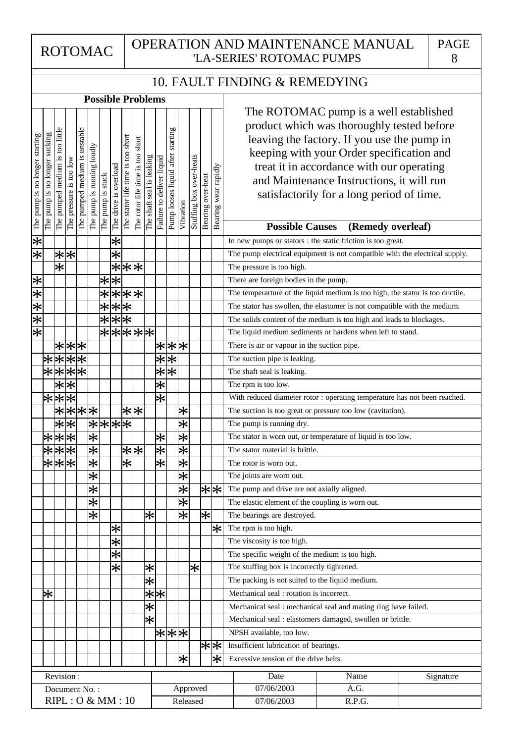## 10. FAULT FINDING & REMEDYING

The ROTOMAC pump is a well established product which was thoroughly tested before leaving the factory. If you use the pump in keeping with your Order specification and treat it in accordance with our operating and Maintenance Instructions, it will run satisfactorily for a long period of time.

**Possible Problems**

| The pump is no longer starting | The pump is no longer sucking | The pumped medium is too little | The pressure is too low | The pumped medium is unstable | The pump is running loudly | The pump is stuck | The drive is overload | The stator life time is too short | The rotor life time is too short | The shaft seal is leaking | Failure to deliver liquid | Pump looses liquid after starting | Vibration | Stuffing box over-heats | Bearing over-heat | Bearing wear rapidly | **Possible Causes (Remedy overleaf)** |
|---|---|---|---|---|---|---|---|---|---|---|---|---|---|---|---|---|---|
| * | | | | | | | * | | | | | | | | | | In new pumps or stators : the static friction is too great. |
| * | | * | * | | | | * | | | | | | | | | | The pump electrical equipment is not compatible with the electrical supply. |
| | | * | | | | | * | * | * | | | | | | | | The pressure is too high. |
| * | | | | | | * | * | | | | | | | | | | There are foreign bodies in the pump. |
| * | | | | | | * | * | * | * | | | | | | | | The temperarture of the liquid medium is too high, the stator is too ductile. |
| * | | | | | | * | * | * | | | | | | | | | The stator has swollen, the elastomer is not compatible with the medium. |
| * | | | | | | * | * | * | | | | | | | | | The solids content of the medium is too high and leads to blockages. |
| * | | | | | | * | * | * | * | * | | | | | | | The liquid medium sediments or hardens when left to stand. |
| | | * | * | * | | | | | | | * | * | * | | | | There is air or vapour in the suction pipe. |
| | * | * | * | * | | | | | | | * | * | | | | | The suction pipe is leaking. |
| | * | * | * | * | | | | | | | * | * | | | | | The shaft seal is leaking. |
| | | * | * | | | | | | | | * | | | | | | The rpm is too low. |
| | * | * | * | | | | | | | | * | | | | | | With reduced diameter rotor : operating temperature has not been reached. |
| | | * | * | * | * | | | * | * | | | | * | | | | The suction is too great or pressure too low (cavitation). |
| | | * | * | | * | * | * | * | | | | | * | | | | The pump is running dry. |
| | * | * | * | | * | | | | | | * | | * | | | | The stator is worn out, or temperature of liquid is too low. |
| | * | * | * | | * | | | * | * | | * | | * | | | | The stator material is brittle. |
| | * | * | * | | * | | | * | | | * | | * | | | | The rotor is worn out. |
| | | | | | * | | | | | | | | * | | | | The joints are worn out. |
| | | | | | * | | | | | | | | * | | * | * | The pump and drive are not axially aligned. |
| | | | | | * | | | | | | | | * | | | | The elastic element of the coupling is worn out. |
| | | | | | * | | | | | * | | | * | | * | | The bearings are destroyed. |
| | | | | | | | * | | | | | | | | | * | The rpm is too high. |
| | | | | | | | * | | | | | | | | | | The viscosity is too high. |
| | | | | | | | * | | | | | | | | | | The specific weight of the medium is too high. |
| | | | | | | | * | | | * | | | | * | | | The stuffing box is incorrectly tightened. |
| | | | | | | | | | | * | | | | | | | The packing is not suited to the liquid medium. |
| | * | | | | | | | | | * | * | | | | | | Mechanical seal : rotation is incorrect. |
| | | | | | | | | | | * | | | | | | | Mechanical seal : mechanical seal and mating ring have failed. |
| | | | | | | | | | | * | | | | | | | Mechanical seal : elastomers damaged, swollen or brittle. |
| | | | | | | | | | | | * | * | * | | | | NPSH available, too low. |
| | | | | | | | | | | | | | | | * | * | Insufficient lubrication of bearings. |
| | | | | | | | | | | | | | * | | | * | Excessive tension of the drive belts. |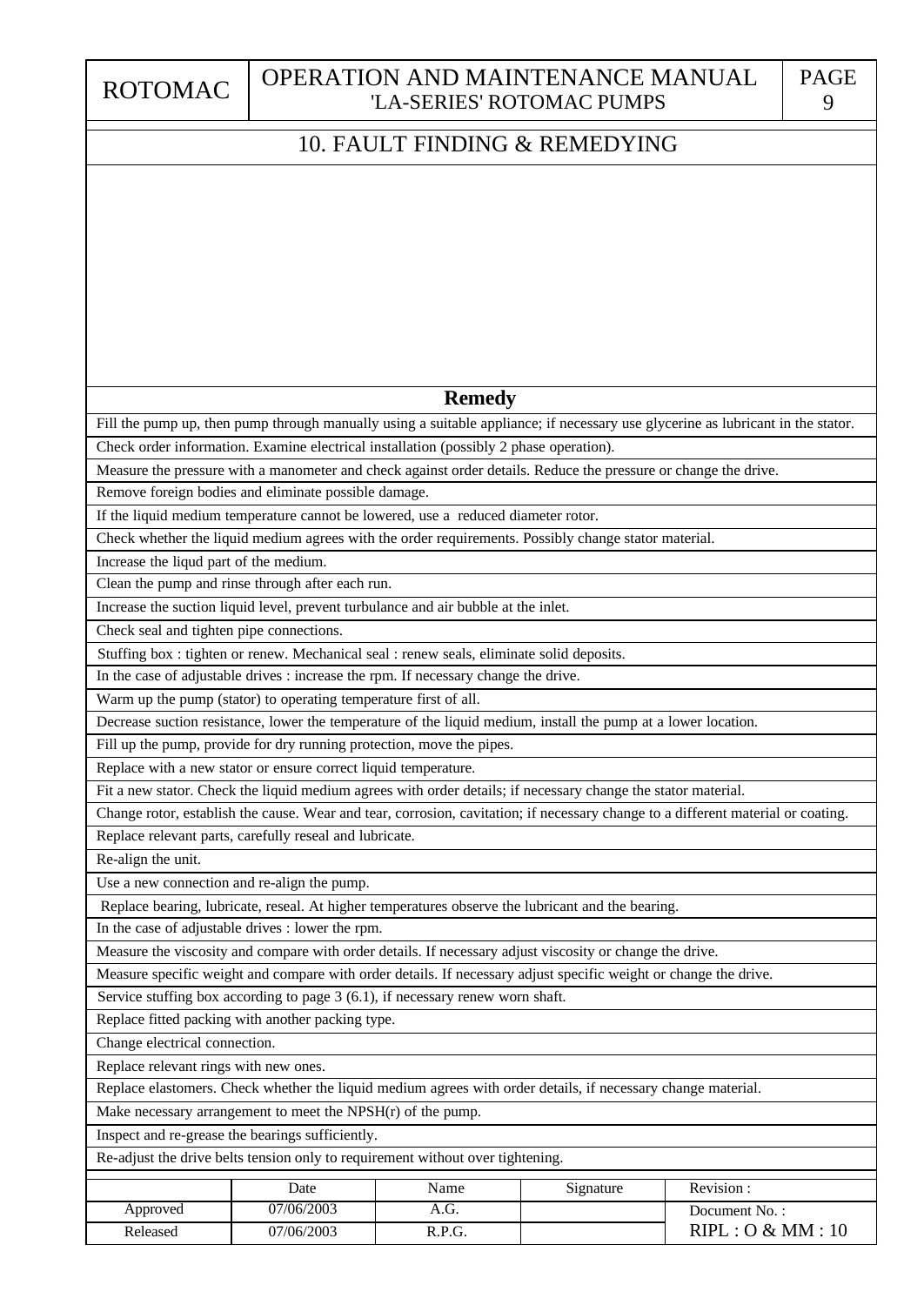## 10. FAULT FINDING & REMEDYING

| Remedy |
|---|
| Fill the pump up, then pump through manually using a suitable appliance; if necessary use glycerine as lubricant in the stator. |
| Check order information. Examine electrical installation (possibly 2 phase operation). |
| Measure the pressure with a manometer and check against order details. Reduce the pressure or change the drive. |
| Remove foreign bodies and eliminate possible damage. |
| If the liquid medium temperature cannot be lowered, use a reduced diameter rotor. |
| Check whether the liquid medium agrees with the order requirements. Possibly change stator material. |
| Increase the liqud part of the medium. |
| Clean the pump and rinse through after each run. |
| Increase the suction liquid level, prevent turbulance and air bubble at the inlet. |
| Check seal and tighten pipe connections. |
| Stuffing box : tighten or renew. Mechanical seal : renew seals, eliminate solid deposits. |
| In the case of adjustable drives : increase the rpm. If necessary change the drive. |
| Warm up the pump (stator) to operating temperature first of all. |
| Decrease suction resistance, lower the temperature of the liquid medium, install the pump at a lower location. |
| Fill up the pump, provide for dry running protection, move the pipes. |
| Replace with a new stator or ensure correct liquid temperature. |
| Fit a new stator. Check the liquid medium agrees with order details; if necessary change the stator material. |
| Change rotor, establish the cause. Wear and tear, corrosion, cavitation; if necessary change to a different material or coating. |
| Replace relevant parts, carefully reseal and lubricate. |
| Re-align the unit. |
| Use a new connection and re-align the pump. |
| Replace bearing, lubricate, reseal. At higher temperatures observe the lubricant and the bearing. |
| In the case of adjustable drives : lower the rpm. |
| Measure the viscosity and compare with order details. If necessary adjust viscosity or change the drive. |
| Measure specific weight and compare with order details. If necessary adjust specific weight or change the drive. |
| Service stuffing box according to page 3 (6.1), if necessary renew worn shaft. |
| Replace fitted packing with another packing type. |
| Change electrical connection. |
| Replace relevant rings with new ones. |
| Replace elastomers. Check whether the liquid medium agrees with order details, if necessary change material. |
| Make necessary arrangement to meet the NPSH(r) of the pump. |
| Inspect and re-grease the bearings sufficiently. |
| Re-adjust the drive belts tension only to requirement without over tightening. |

| | Date | Name | Signature | Revision : |
|---|---|---|---|---|
| Approved | 07/06/2003 | A.G. | | Document No. : |
| Released | 07/06/2003 | R.P.G. | | RIPL : O & MM : 10 |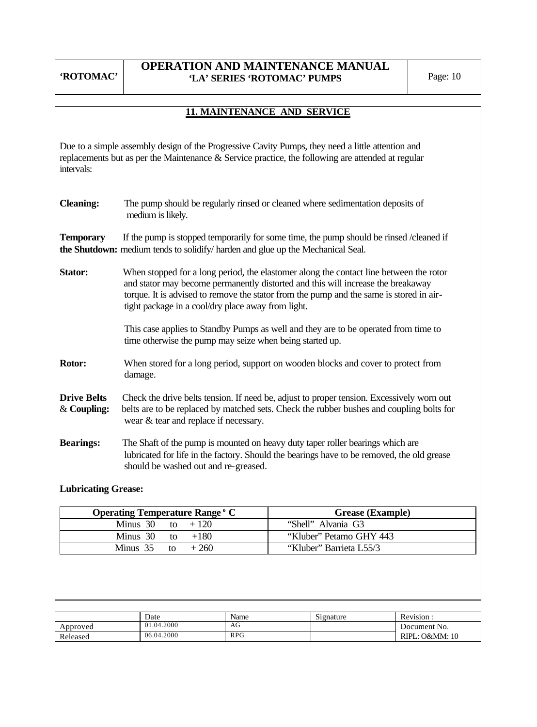## 11. MAINTENANCE AND SERVICE

Due to a simple assembly design of the Progressive Cavity Pumps, they need a little attention and replacements but as per the Maintenance & Service practice, the following are attended at regular intervals:

**Cleaning:** The pump should be regularly rinsed or cleaned where sedimentation deposits of medium is likely.

**Temporary the Shutdown:** If the pump is stopped temporarily for some time, the pump should be rinsed /cleaned if medium tends to solidify/ harden and glue up the Mechanical Seal.

**Stator:** When stopped for a long period, the elastomer along the contact line between the rotor and stator may become permanently distorted and this will increase the breakaway torque. It is advised to remove the stator from the pump and the same is stored in air-tight package in a cool/dry place away from light.

This case applies to Standby Pumps as well and they are to be operated from time to time otherwise the pump may seize when being started up.

**Rotor:** When stored for a long period, support on wooden blocks and cover to protect from damage.

**Drive Belts & Coupling:** Check the drive belts tension. If need be, adjust to proper tension. Excessively worn out belts are to be replaced by matched sets. Check the rubber bushes and coupling bolts for wear & tear and replace if necessary.

**Bearings:** The Shaft of the pump is mounted on heavy duty taper roller bearings which are lubricated for life in the factory. Should the bearings have to be removed, the old grease should be washed out and re-greased.

**Lubricating Grease:**

| Operating Temperature Range º C | Grease (Example) |
|---|---|
| Minus 30 to + 120 | "Shell" Alvania G3 |
| Minus 30 to +180 | "Kluber" Petamo GHY 443 |
| Minus 35 to + 260 | "Kluber" Barrieta L55/3 |

| | Date | Name | Signature | Revision : |
|---|---|---|---|---|
| Approved | 01.04.2000 | AG | | Document No. |
| Released | 06.04.2000 | RPG | | RIPL: O&MM: 10 |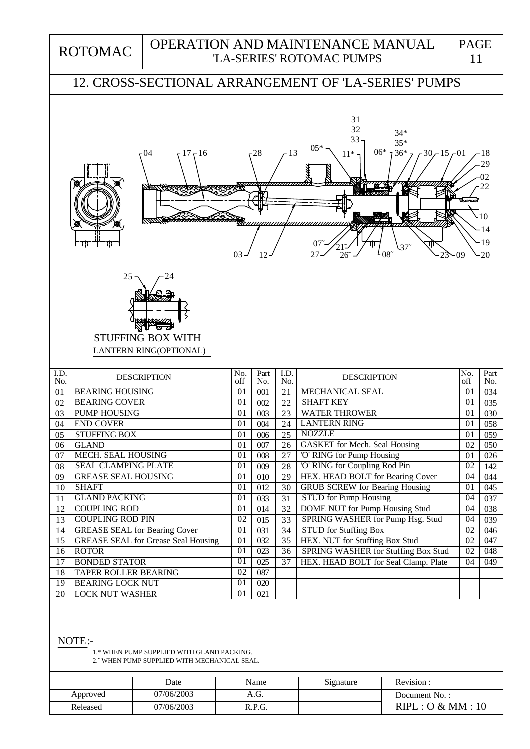## 12. CROSS-SECTIONAL ARRANGEMENT OF 'LA-SERIES' PUMPS

STUFFING BOX WITH LANTERN RING(OPTIONAL)

| I.D. No. | DESCRIPTION | No. off | Part No. | I.D. No. | DESCRIPTION | No. off | Part No. |
|---|---|---|---|---|---|---|---|
| 01 | BEARING HOUSING | 01 | 001 | 21 | MECHANICAL SEAL | 01 | 034 |
| 02 | BEARING COVER | 01 | 002 | 22 | SHAFT KEY | 01 | 035 |
| 03 | PUMP HOUSING | 01 | 003 | 23 | WATER THROWER | 01 | 030 |
| 04 | END COVER | 01 | 004 | 24 | LANTERN RING | 01 | 058 |
| 05 | STUFFING BOX | 01 | 006 | 25 | NOZZLE | 01 | 059 |
| 06 | GLAND | 01 | 007 | 26 | GASKET for Mech. Seal Housing | 02 | 050 |
| 07 | MECH. SEAL HOUSING | 01 | 008 | 27 | 'O' RING for Pump Housing | 01 | 026 |
| 08 | SEAL CLAMPING PLATE | 01 | 009 | 28 | 'O' RING for Coupling Rod Pin | 02 | 142 |
| 09 | GREASE SEAL HOUSING | 01 | 010 | 29 | HEX. HEAD BOLT for Bearing Cover | 04 | 044 |
| 10 | SHAFT | 01 | 012 | 30 | GRUB SCREW for Bearing Housing | 01 | 045 |
| 11 | GLAND PACKING | 01 | 033 | 31 | STUD for Pump Housing | 04 | 037 |
| 12 | COUPLING ROD | 01 | 014 | 32 | DOME NUT for Pump Housing Stud | 04 | 038 |
| 13 | COUPLING ROD PIN | 02 | 015 | 33 | SPRING WASHER for Pump Hsg. Stud | 04 | 039 |
| 14 | GREASE SEAL for Bearing Cover | 01 | 031 | 34 | STUD for Stuffing Box | 02 | 046 |
| 15 | GREASE SEAL for Grease Seal Housing | 01 | 032 | 35 | HEX. NUT for Stuffing Box Stud | 02 | 047 |
| 16 | ROTOR | 01 | 023 | 36 | SPRING WASHER for Stuffing Box Stud | 02 | 048 |
| 17 | BONDED STATOR | 01 | 025 | 37 | HEX. HEAD BOLT for Seal Clamp. Plate | 04 | 049 |
| 18 | TAPER ROLLER BEARING | 02 | 087 | | | | |
| 19 | BEARING LOCK NUT | 01 | 020 | | | | |
| 20 | LOCK NUT WASHER | 01 | 021 | | | | |

NOTE:-

1.* WHEN PUMP SUPPLIED WITH GLAND PACKING.
2.˜ WHEN PUMP SUPPLIED WITH MECHANICAL SEAL.

| | Date | Name | Signature | Revision : |
|---|---|---|---|---|
| Approved | 07/06/2003 | A.G. | | Document No. : |
| Released | 07/06/2003 | R.P.G. | | RIPL : O & MM : 10 |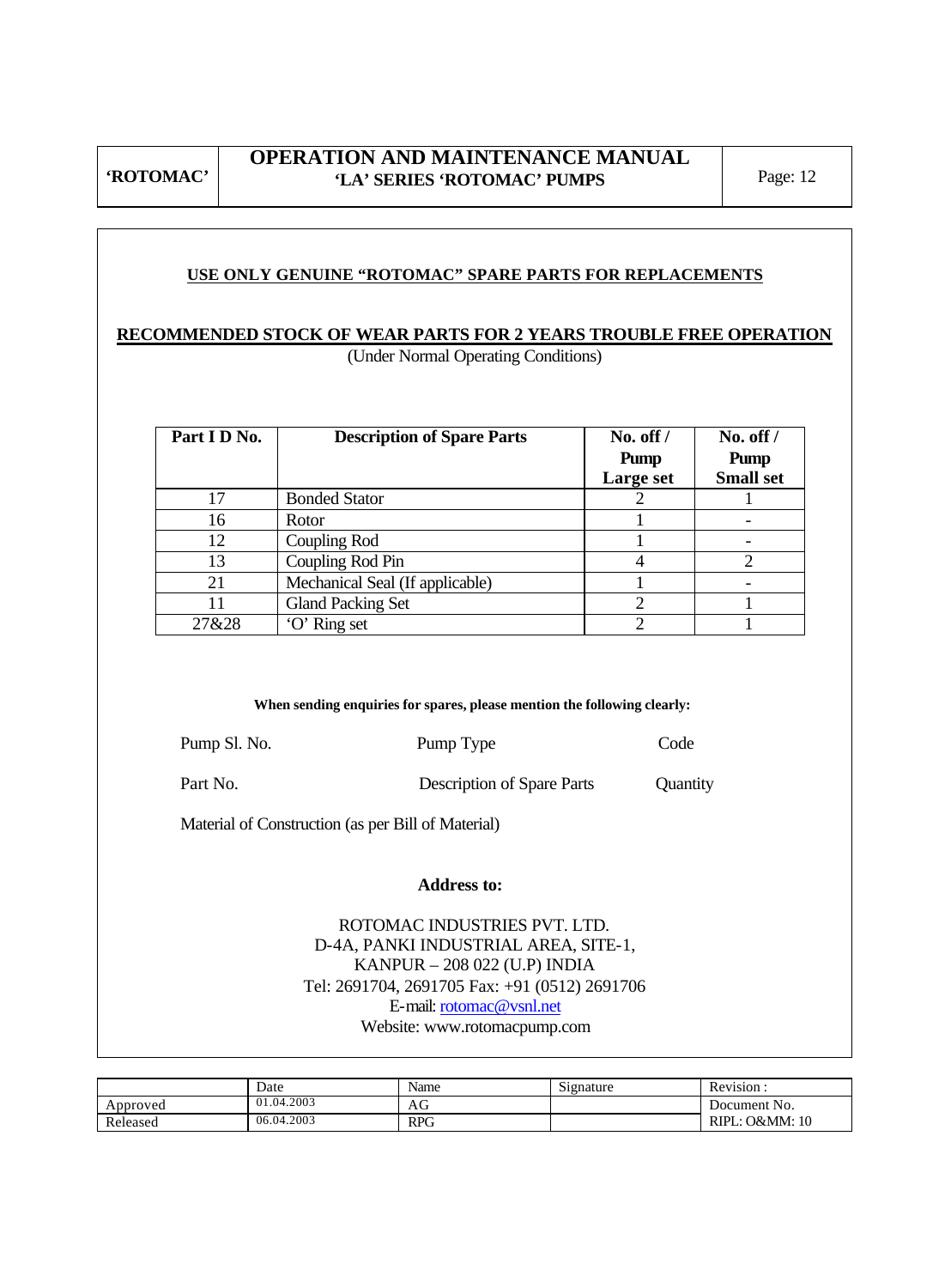**USE ONLY GENUINE "ROTOMAC" SPARE PARTS FOR REPLACEMENTS**

**RECOMMENDED STOCK OF WEAR PARTS FOR 2 YEARS TROUBLE FREE OPERATION**

(Under Normal Operating Conditions)

| Part I D No. | Description of Spare Parts | No. off / Pump Large set | No. off / Pump Small set |
|---|---|---|---|
| 17 | Bonded Stator | 2 | 1 |
| 16 | Rotor | 1 | - |
| 12 | Coupling Rod | 1 | - |
| 13 | Coupling Rod Pin | 4 | 2 |
| 21 | Mechanical Seal (If applicable) | 1 | - |
| 11 | Gland Packing Set | 2 | 1 |
| 27&28 | 'O' Ring set | 2 | 1 |

**When sending enquiries for spares, please mention the following clearly:**

Pump Sl. No. | Pump Type | Code

Part No. | Description of Spare Parts | Quantity

Material of Construction (as per Bill of Material)

**Address to:**

ROTOMAC INDUSTRIES PVT. LTD.
D-4A, PANKI INDUSTRIAL AREA, SITE-1,
KANPUR – 208 022 (U.P) INDIA
Tel: 2691704, 2691705 Fax: +91 (0512) 2691706
E-mail: rotomac@vsnl.net
Website: www.rotomacpump.com

| | Date | Name | Signature | Revision : |
|---|---|---|---|---|
| Approved | 01.04.2003 | AG | | Document No. |
| Released | 06.04.2003 | RPG | | RIPL: O&MM: 10 |